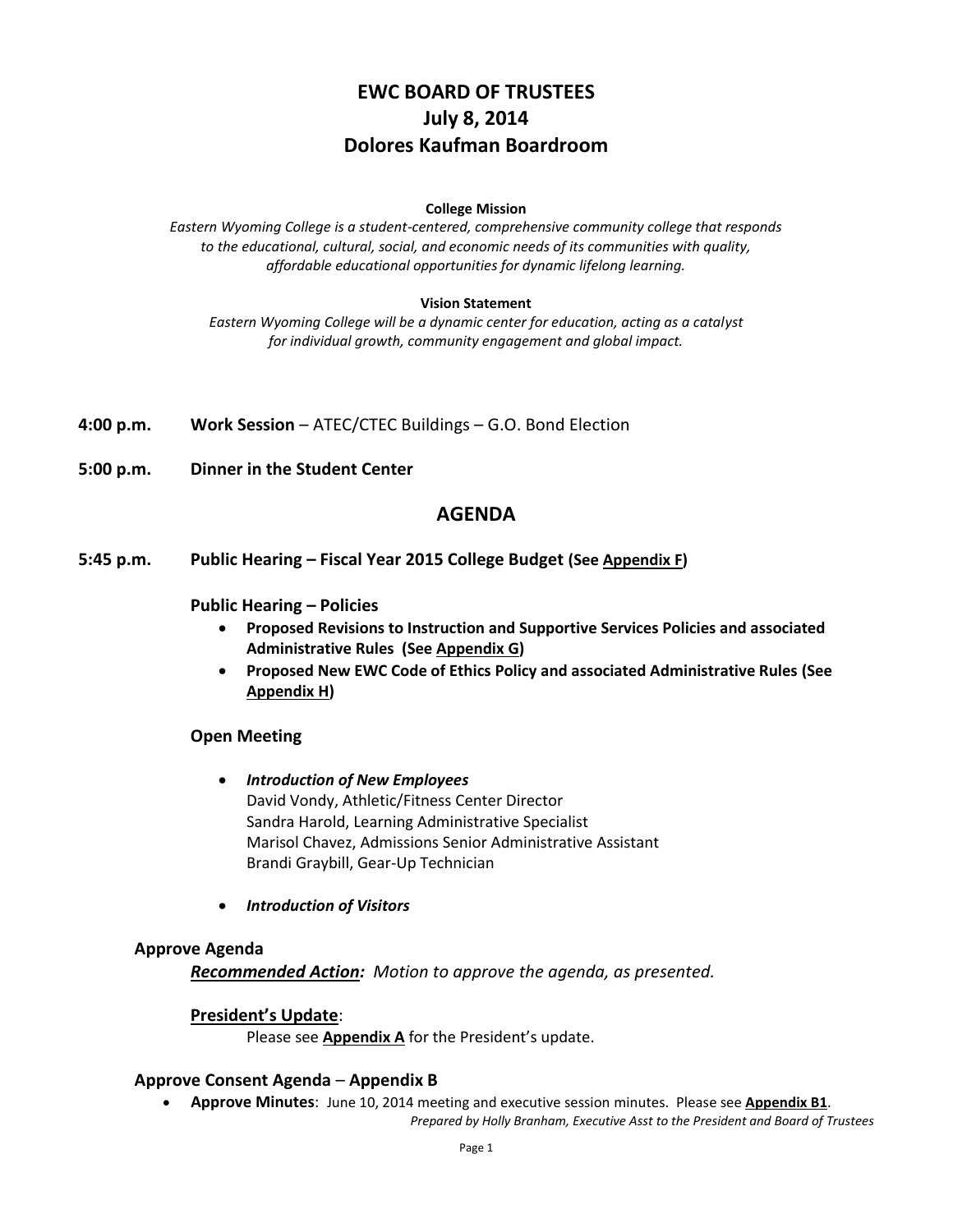# EWC BOARD OF TRUSTEES
## July 8, 2014
## Dolores Kaufman Boardroom

**College Mission**

*Eastern Wyoming College is a student-centered, comprehensive community college that responds to the educational, cultural, social, and economic needs of its communities with quality, affordable educational opportunities for dynamic lifelong learning.*

**Vision Statement**

*Eastern Wyoming College will be a dynamic center for education, acting as a catalyst for individual growth, community engagement and global impact.*

**4:00 p.m.** **Work Session** – ATEC/CTEC Buildings – G.O. Bond Election

**5:00 p.m.** **Dinner in the Student Center**

## AGENDA

**5:45 p.m.** **Public Hearing – Fiscal Year 2015 College Budget (See Appendix F)**

**Public Hearing – Policies**

- **Proposed Revisions to Instruction and Supportive Services Policies and associated Administrative Rules (See Appendix G)**
- **Proposed New EWC Code of Ethics Policy and associated Administrative Rules (See Appendix H)**

**Open Meeting**

- ***Introduction of New Employees***
  David Vondy, Athletic/Fitness Center Director
  Sandra Harold, Learning Administrative Specialist
  Marisol Chavez, Admissions Senior Administrative Assistant
  Brandi Graybill, Gear-Up Technician

- ***Introduction of Visitors***

**Approve Agenda**

***Recommended Action:*** *Motion to approve the agenda, as presented.*

**President's Update**:

Please see **Appendix A** for the President's update.

**Approve Consent Agenda** – **Appendix B**

- **Approve Minutes**: June 10, 2014 meeting and executive session minutes. Please see **Appendix B1**.

*Prepared by Holly Branham, Executive Asst to the President and Board of Trustees*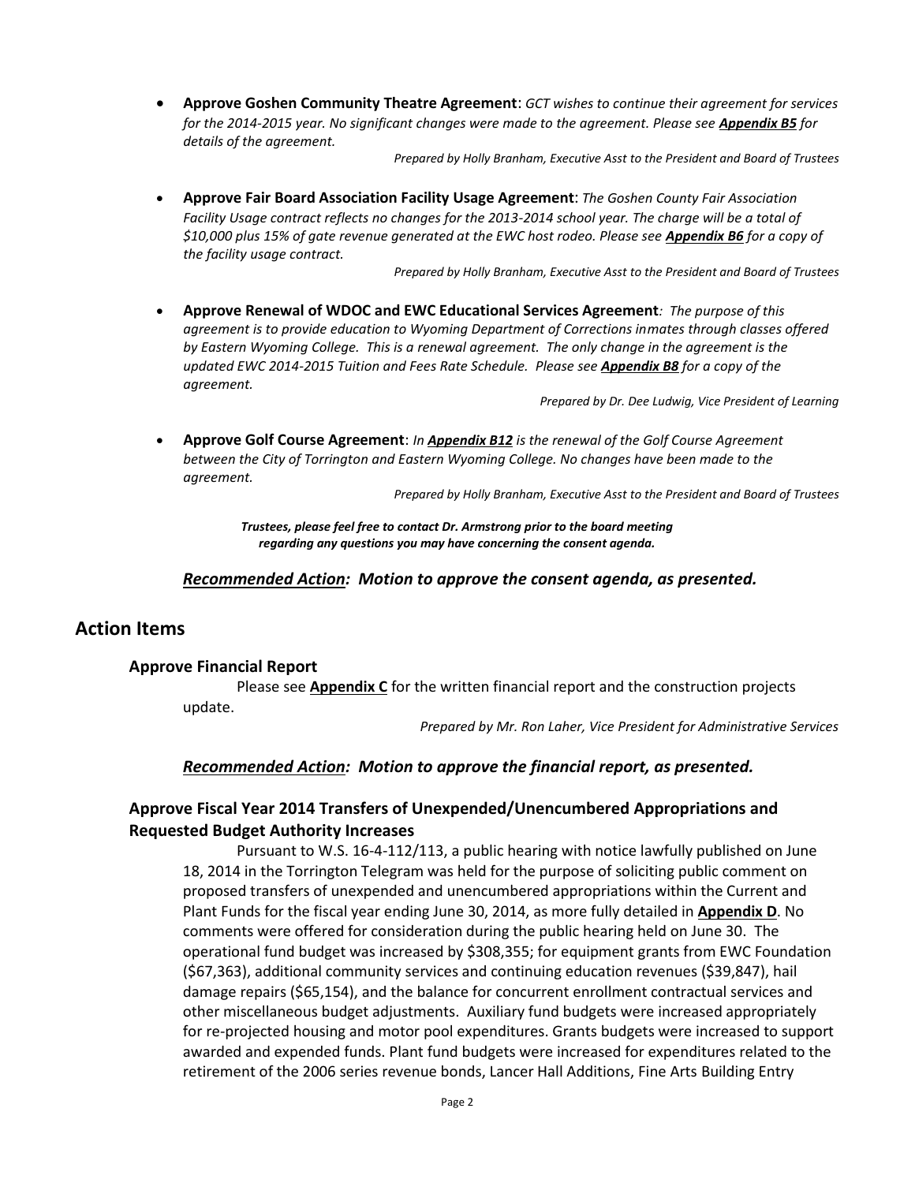- **Approve Goshen Community Theatre Agreement**: *GCT wishes to continue their agreement for services for the 2014-2015 year. No significant changes were made to the agreement. Please see* ***Appendix B5*** *for details of the agreement.*

  *Prepared by Holly Branham, Executive Asst to the President and Board of Trustees*

- **Approve Fair Board Association Facility Usage Agreement**: *The Goshen County Fair Association Facility Usage contract reflects no changes for the 2013-2014 school year. The charge will be a total of $10,000 plus 15% of gate revenue generated at the EWC host rodeo. Please see* ***Appendix B6*** *for a copy of the facility usage contract.*

  *Prepared by Holly Branham, Executive Asst to the President and Board of Trustees*

- **Approve Renewal of WDOC and EWC Educational Services Agreement**: *The purpose of this agreement is to provide education to Wyoming Department of Corrections inmates through classes offered by Eastern Wyoming College. This is a renewal agreement. The only change in the agreement is the updated EWC 2014-2015 Tuition and Fees Rate Schedule. Please see* ***Appendix B8*** *for a copy of the agreement.*

  *Prepared by Dr. Dee Ludwig, Vice President of Learning*

- **Approve Golf Course Agreement**: *In* ***Appendix B12*** *is the renewal of the Golf Course Agreement between the City of Torrington and Eastern Wyoming College. No changes have been made to the agreement.*

  *Prepared by Holly Branham, Executive Asst to the President and Board of Trustees*

***Trustees, please feel free to contact Dr. Armstrong prior to the board meeting regarding any questions you may have concerning the consent agenda.***

***Recommended Action**: Motion to approve the consent agenda, as presented.*

## Action Items

### Approve Financial Report

Please see **Appendix C** for the written financial report and the construction projects update.

*Prepared by Mr. Ron Laher, Vice President for Administrative Services*

***Recommended Action**: Motion to approve the financial report, as presented.*

### Approve Fiscal Year 2014 Transfers of Unexpended/Unencumbered Appropriations and Requested Budget Authority Increases

Pursuant to W.S. 16-4-112/113, a public hearing with notice lawfully published on June 18, 2014 in the Torrington Telegram was held for the purpose of soliciting public comment on proposed transfers of unexpended and unencumbered appropriations within the Current and Plant Funds for the fiscal year ending June 30, 2014, as more fully detailed in **Appendix D**. No comments were offered for consideration during the public hearing held on June 30. The operational fund budget was increased by $308,355; for equipment grants from EWC Foundation ($67,363), additional community services and continuing education revenues ($39,847), hail damage repairs ($65,154), and the balance for concurrent enrollment contractual services and other miscellaneous budget adjustments. Auxiliary fund budgets were increased appropriately for re-projected housing and motor pool expenditures. Grants budgets were increased to support awarded and expended funds. Plant fund budgets were increased for expenditures related to the retirement of the 2006 series revenue bonds, Lancer Hall Additions, Fine Arts Building Entry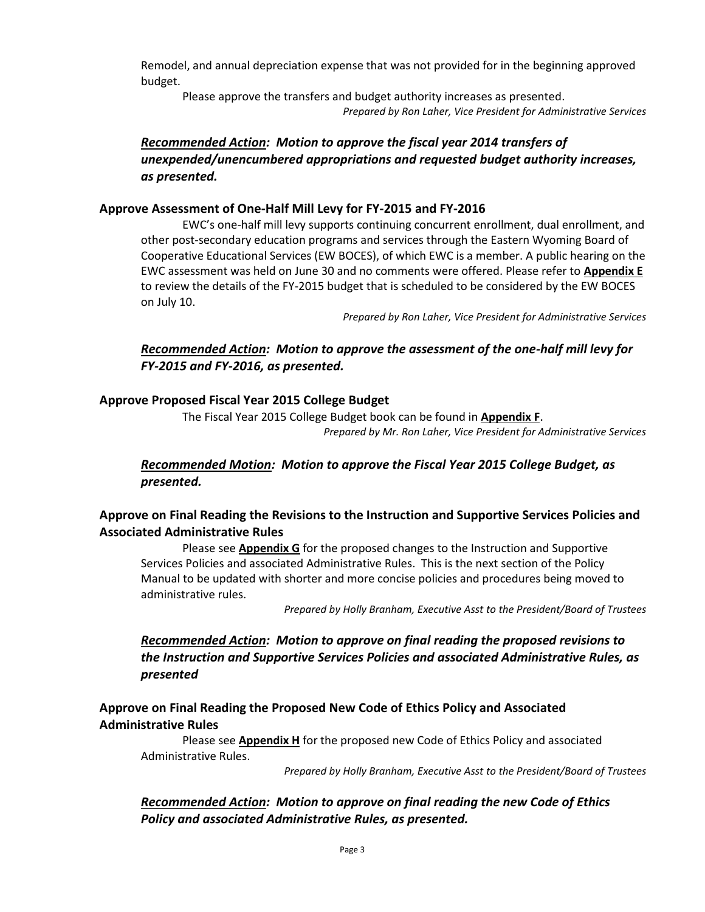Remodel, and annual depreciation expense that was not provided for in the beginning approved budget.

Please approve the transfers and budget authority increases as presented.

*Prepared by Ron Laher, Vice President for Administrative Services*

***Recommended Action*: Motion to approve the fiscal year 2014 transfers of unexpended/unencumbered appropriations and requested budget authority increases, as presented.**

### Approve Assessment of One-Half Mill Levy for FY-2015 and FY-2016

EWC's one-half mill levy supports continuing concurrent enrollment, dual enrollment, and other post-secondary education programs and services through the Eastern Wyoming Board of Cooperative Educational Services (EW BOCES), of which EWC is a member. A public hearing on the EWC assessment was held on June 30 and no comments were offered. Please refer to **Appendix E** to review the details of the FY-2015 budget that is scheduled to be considered by the EW BOCES on July 10.

*Prepared by Ron Laher, Vice President for Administrative Services*

***Recommended Action*: Motion to approve the assessment of the one-half mill levy for FY-2015 and FY-2016, as presented.**

### Approve Proposed Fiscal Year 2015 College Budget

The Fiscal Year 2015 College Budget book can be found in **Appendix F**.

*Prepared by Mr. Ron Laher, Vice President for Administrative Services*

***Recommended Motion*: Motion to approve the Fiscal Year 2015 College Budget, as presented.**

### Approve on Final Reading the Revisions to the Instruction and Supportive Services Policies and Associated Administrative Rules

Please see **Appendix G** for the proposed changes to the Instruction and Supportive Services Policies and associated Administrative Rules. This is the next section of the Policy Manual to be updated with shorter and more concise policies and procedures being moved to administrative rules.

*Prepared by Holly Branham, Executive Asst to the President/Board of Trustees*

***Recommended Action*: Motion to approve on final reading the proposed revisions to the Instruction and Supportive Services Policies and associated Administrative Rules, as presented**

### Approve on Final Reading the Proposed New Code of Ethics Policy and Associated Administrative Rules

Please see **Appendix H** for the proposed new Code of Ethics Policy and associated Administrative Rules.

*Prepared by Holly Branham, Executive Asst to the President/Board of Trustees*

***Recommended Action*: Motion to approve on final reading the new Code of Ethics Policy and associated Administrative Rules, as presented.**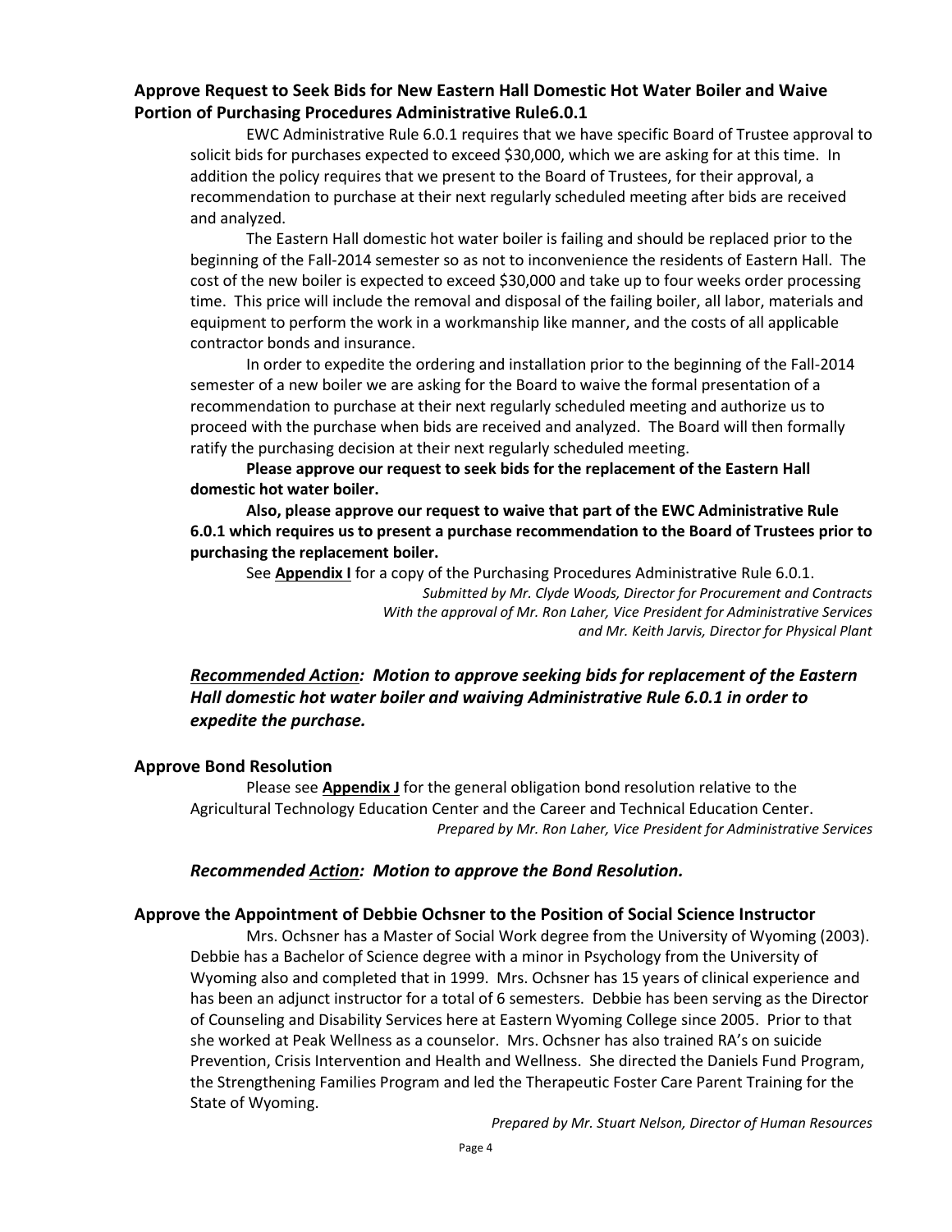### Approve Request to Seek Bids for New Eastern Hall Domestic Hot Water Boiler and Waive Portion of Purchasing Procedures Administrative Rule6.0.1

EWC Administrative Rule 6.0.1 requires that we have specific Board of Trustee approval to solicit bids for purchases expected to exceed $30,000, which we are asking for at this time. In addition the policy requires that we present to the Board of Trustees, for their approval, a recommendation to purchase at their next regularly scheduled meeting after bids are received and analyzed.

The Eastern Hall domestic hot water boiler is failing and should be replaced prior to the beginning of the Fall-2014 semester so as not to inconvenience the residents of Eastern Hall. The cost of the new boiler is expected to exceed $30,000 and take up to four weeks order processing time. This price will include the removal and disposal of the failing boiler, all labor, materials and equipment to perform the work in a workmanship like manner, and the costs of all applicable contractor bonds and insurance.

In order to expedite the ordering and installation prior to the beginning of the Fall-2014 semester of a new boiler we are asking for the Board to waive the formal presentation of a recommendation to purchase at their next regularly scheduled meeting and authorize us to proceed with the purchase when bids are received and analyzed. The Board will then formally ratify the purchasing decision at their next regularly scheduled meeting.

**Please approve our request to seek bids for the replacement of the Eastern Hall domestic hot water boiler.**

**Also, please approve our request to waive that part of the EWC Administrative Rule 6.0.1 which requires us to present a purchase recommendation to the Board of Trustees prior to purchasing the replacement boiler.**

See **Appendix I** for a copy of the Purchasing Procedures Administrative Rule 6.0.1.

*Submitted by Mr. Clyde Woods, Director for Procurement and Contracts*
*With the approval of Mr. Ron Laher, Vice President for Administrative Services*
*and Mr. Keith Jarvis, Director for Physical Plant*

***Recommended Action: Motion to approve seeking bids for replacement of the Eastern Hall domestic hot water boiler and waiving Administrative Rule 6.0.1 in order to expedite the purchase.***

### Approve Bond Resolution

Please see **Appendix J** for the general obligation bond resolution relative to the Agricultural Technology Education Center and the Career and Technical Education Center.

*Prepared by Mr. Ron Laher, Vice President for Administrative Services*

***Recommended Action: Motion to approve the Bond Resolution.***

### Approve the Appointment of Debbie Ochsner to the Position of Social Science Instructor

Mrs. Ochsner has a Master of Social Work degree from the University of Wyoming (2003). Debbie has a Bachelor of Science degree with a minor in Psychology from the University of Wyoming also and completed that in 1999. Mrs. Ochsner has 15 years of clinical experience and has been an adjunct instructor for a total of 6 semesters. Debbie has been serving as the Director of Counseling and Disability Services here at Eastern Wyoming College since 2005. Prior to that she worked at Peak Wellness as a counselor. Mrs. Ochsner has also trained RA's on suicide Prevention, Crisis Intervention and Health and Wellness. She directed the Daniels Fund Program, the Strengthening Families Program and led the Therapeutic Foster Care Parent Training for the State of Wyoming.

*Prepared by Mr. Stuart Nelson, Director of Human Resources*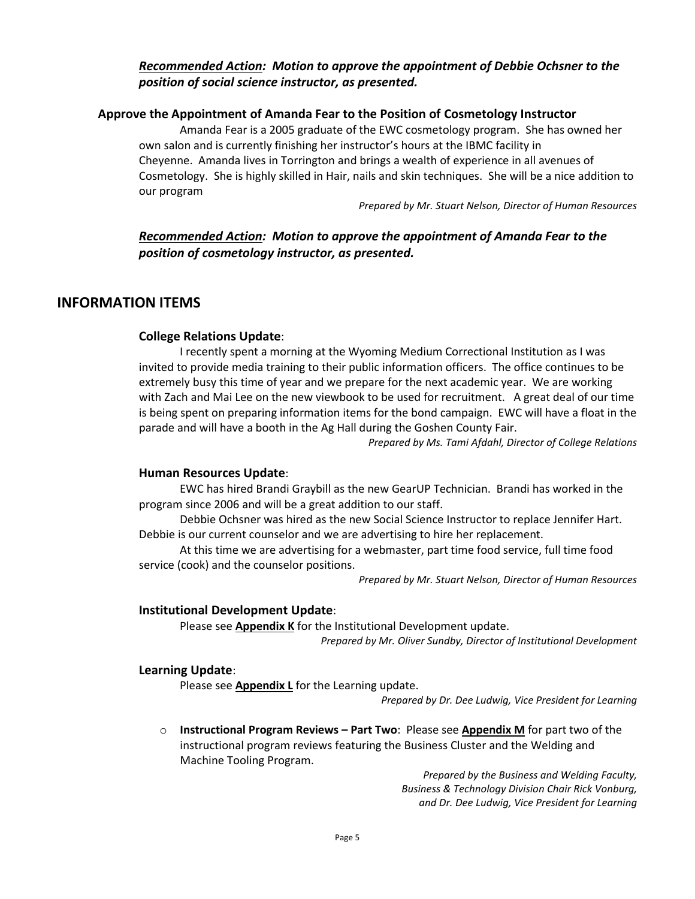***<u>Recommended Action</u>: Motion to approve the appointment of Debbie Ochsner to the position of social science instructor, as presented.***

### Approve the Appointment of Amanda Fear to the Position of Cosmetology Instructor

Amanda Fear is a 2005 graduate of the EWC cosmetology program. She has owned her own salon and is currently finishing her instructor's hours at the IBMC facility in Cheyenne. Amanda lives in Torrington and brings a wealth of experience in all avenues of Cosmetology. She is highly skilled in Hair, nails and skin techniques. She will be a nice addition to our program

*Prepared by Mr. Stuart Nelson, Director of Human Resources*

***<u>Recommended Action</u>: Motion to approve the appointment of Amanda Fear to the position of cosmetology instructor, as presented.***

## INFORMATION ITEMS

**College Relations Update**:

I recently spent a morning at the Wyoming Medium Correctional Institution as I was invited to provide media training to their public information officers. The office continues to be extremely busy this time of year and we prepare for the next academic year. We are working with Zach and Mai Lee on the new viewbook to be used for recruitment. A great deal of our time is being spent on preparing information items for the bond campaign. EWC will have a float in the parade and will have a booth in the Ag Hall during the Goshen County Fair.

*Prepared by Ms. Tami Afdahl, Director of College Relations*

**Human Resources Update**:

EWC has hired Brandi Graybill as the new GearUP Technician. Brandi has worked in the program since 2006 and will be a great addition to our staff.

Debbie Ochsner was hired as the new Social Science Instructor to replace Jennifer Hart. Debbie is our current counselor and we are advertising to hire her replacement.

At this time we are advertising for a webmaster, part time food service, full time food service (cook) and the counselor positions.

*Prepared by Mr. Stuart Nelson, Director of Human Resources*

**Institutional Development Update**:

Please see **<u>Appendix K</u>** for the Institutional Development update.

*Prepared by Mr. Oliver Sundby, Director of Institutional Development*

**Learning Update**:

Please see **<u>Appendix L</u>** for the Learning update.

*Prepared by Dr. Dee Ludwig, Vice President for Learning*

- **Instructional Program Reviews – Part Two**: Please see **<u>Appendix M</u>** for part two of the instructional program reviews featuring the Business Cluster and the Welding and Machine Tooling Program.

*Prepared by the Business and Welding Faculty,*
*Business & Technology Division Chair Rick Vonburg,*
*and Dr. Dee Ludwig, Vice President for Learning*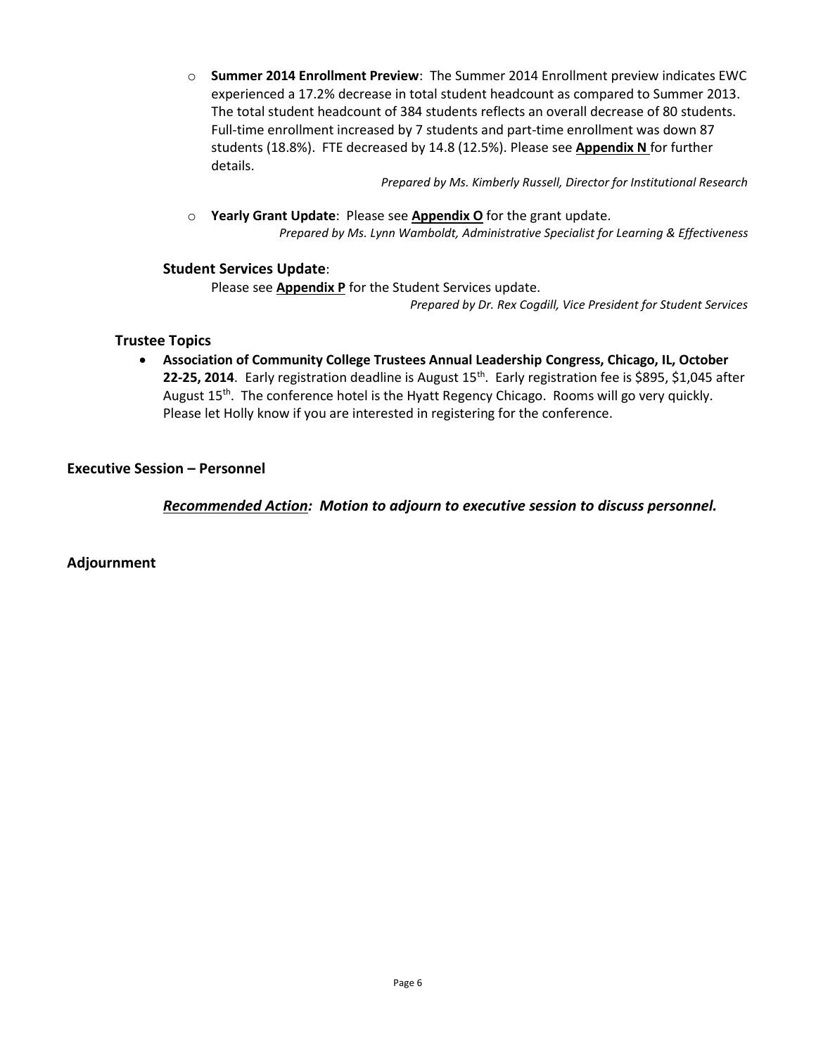- **Summer 2014 Enrollment Preview**: The Summer 2014 Enrollment preview indicates EWC experienced a 17.2% decrease in total student headcount as compared to Summer 2013. The total student headcount of 384 students reflects an overall decrease of 80 students. Full-time enrollment increased by 7 students and part-time enrollment was down 87 students (18.8%). FTE decreased by 14.8 (12.5%). Please see **Appendix N** for further details.

  *Prepared by Ms. Kimberly Russell, Director for Institutional Research*

- **Yearly Grant Update**: Please see **Appendix O** for the grant update.

  *Prepared by Ms. Lynn Wamboldt, Administrative Specialist for Learning & Effectiveness*

### Student Services Update:

Please see **Appendix P** for the Student Services update.

*Prepared by Dr. Rex Cogdill, Vice President for Student Services*

### Trustee Topics

- **Association of Community College Trustees Annual Leadership Congress, Chicago, IL, October 22-25, 2014**. Early registration deadline is August 15th. Early registration fee is $895, $1,045 after August 15th. The conference hotel is the Hyatt Regency Chicago. Rooms will go very quickly. Please let Holly know if you are interested in registering for the conference.

## Executive Session – Personnel

***Recommended Action:* *Motion to adjourn to executive session to discuss personnel.***

## Adjournment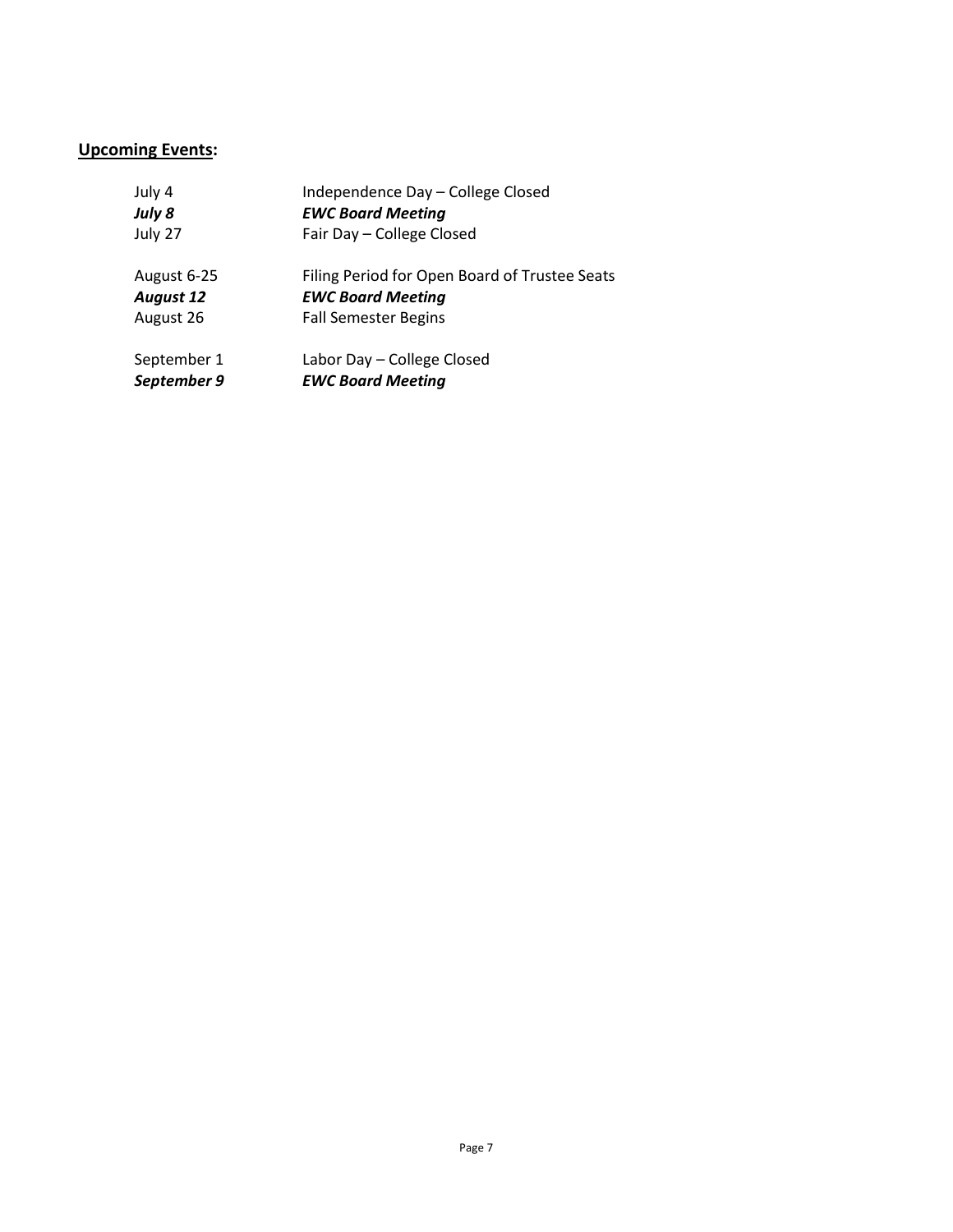**<u>Upcoming Events</u>:**

| | |
|---|---|
| July 4 | Independence Day – College Closed |
| ***July 8*** | ***EWC Board Meeting*** |
| July 27 | Fair Day – College Closed |
| August 6-25 | Filing Period for Open Board of Trustee Seats |
| ***August 12*** | ***EWC Board Meeting*** |
| August 26 | Fall Semester Begins |
| September 1 | Labor Day – College Closed |
| ***September 9*** | ***EWC Board Meeting*** |